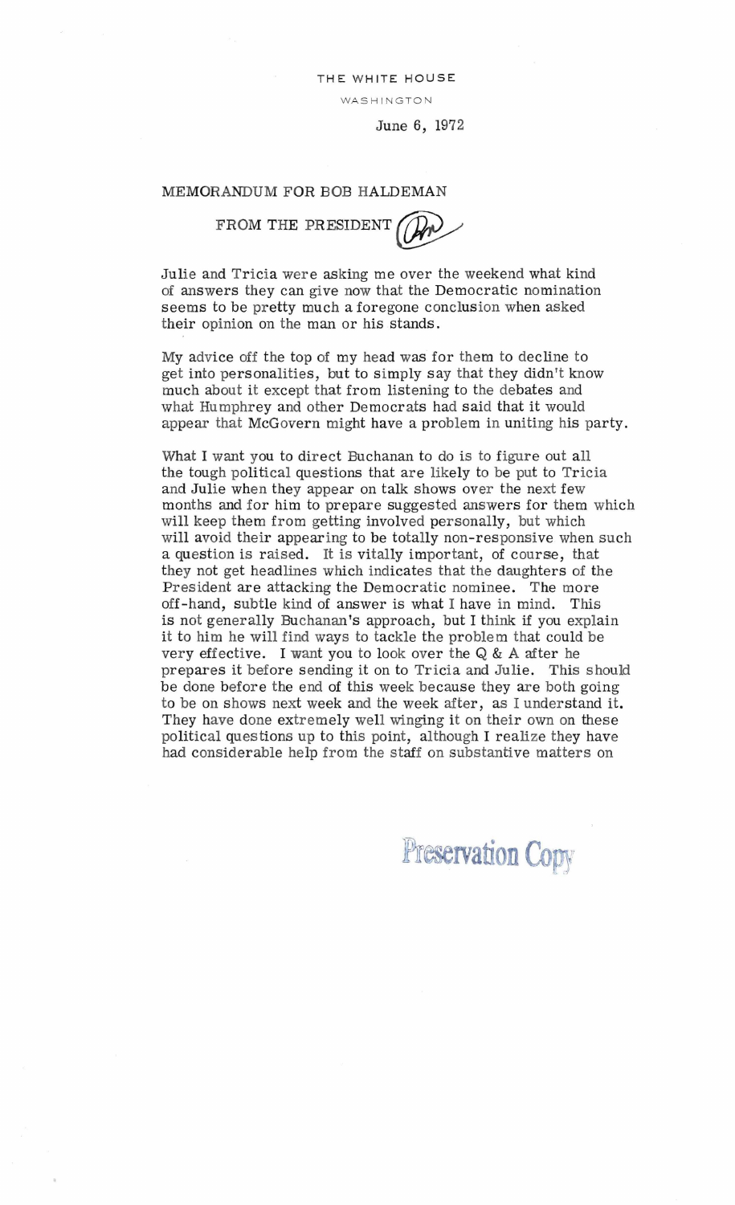THE WHITE HOUSE

WASHINGTON

June 6, 1972

MEMORANDUM FOR BOB HALDEMAN

FROM THE PRESIDENT

Julie and Tricia were asking me over the weekend what kind of answers they can give now that the Democratic nomination seems to be pretty much a foregone conclusion when asked their opinion on the man or his stands.

My advice off the top of my head was for them to decline to get into personalities, but to simply say that they didn't know much about it except that from listening to the debates and what Humphrey and other Democrats had said that it would appear that McGovern might have a problem in uniting his party.

What I want you to direct Buchanan to do is to figure out all the tough political questions that are likely to be put to Tricia and Julie when they appear on talk shows over the next few months and for him to prepare suggested answers for them which will keep them from getting involved personally, but which will avoid their appearing to be totally non-responsive when such a question is raised. It is vitally important, of course, that they not get headlines which indicates that the daughters of the President are attacking the Democratic nominee. The more off-hand, subtle kind of answer is what I have in mind. This is not generally Buchanan's approach, but I think if you explain it to him he will find ways to tackle the problem that could be very effective. I want you to look over the Q & A after he prepares it before sending it on to Tricia and Julie. This should be done before the end of this week because they are both going to be on shows next week and the week after, as I understand it. They have done extremely well winging it on their own on these political questions up to this point, although I realize they have had considerable help from the staff on substantive matters on

Preservation Copy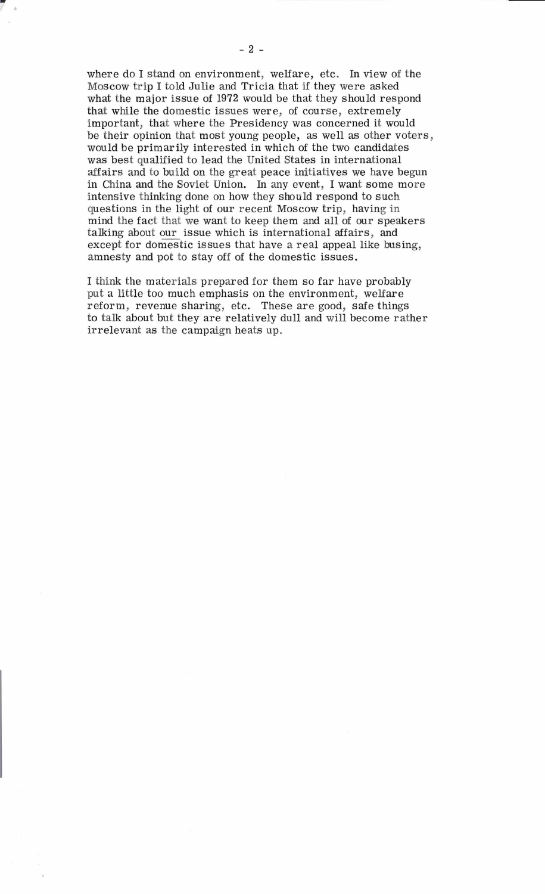where do I stand on environment, welfare, etc. In view of the Moscow trip I told Julie and Tricia that if they were asked what the major issue of 1972 would be that they should respond that while the domestic issues were, of course, extremely important, that where the Presidency was concerned it would be their opinion that most young people, as well as other voters, would be primarily interested in which of the two candidates was best qualified to lead the United States in international affairs and to build on the great peace initiatives we have begun in China and the Soviet Union. In any event, I want some more intensive thinking done on how they should respond to such questions in the light of our recent Moscow trip, having in mind the fact that we want to keep them and all of our speakers talking about our issue which is international affairs, and except for domestic issues that have a real appeal like busing, amnesty and pot to stay off of the domestic issues.

I think the materials prepared for them so far have probably put a little too much emphasis on the environment, welfare reform, revenue sharing, etc. These are good, safe things to talk about but they are relatively dull and will become rather irrelevant as the campaign heats up.